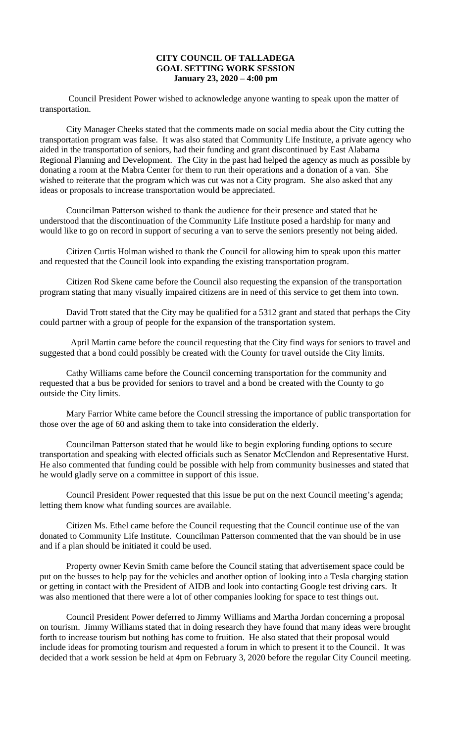**CITY COUNCIL OF TALLADEGA**
**GOAL SETTING WORK SESSION**
**January 23, 2020 – 4:00 pm**

Council President Power wished to acknowledge anyone wanting to speak upon the matter of transportation.

City Manager Cheeks stated that the comments made on social media about the City cutting the transportation program was false. It was also stated that Community Life Institute, a private agency who aided in the transportation of seniors, had their funding and grant discontinued by East Alabama Regional Planning and Development. The City in the past had helped the agency as much as possible by donating a room at the Mabra Center for them to run their operations and a donation of a van. She wished to reiterate that the program which was cut was not a City program. She also asked that any ideas or proposals to increase transportation would be appreciated.

Councilman Patterson wished to thank the audience for their presence and stated that he understood that the discontinuation of the Community Life Institute posed a hardship for many and would like to go on record in support of securing a van to serve the seniors presently not being aided.

Citizen Curtis Holman wished to thank the Council for allowing him to speak upon this matter and requested that the Council look into expanding the existing transportation program.

Citizen Rod Skene came before the Council also requesting the expansion of the transportation program stating that many visually impaired citizens are in need of this service to get them into town.

David Trott stated that the City may be qualified for a 5312 grant and stated that perhaps the City could partner with a group of people for the expansion of the transportation system.

April Martin came before the council requesting that the City find ways for seniors to travel and suggested that a bond could possibly be created with the County for travel outside the City limits.

Cathy Williams came before the Council concerning transportation for the community and requested that a bus be provided for seniors to travel and a bond be created with the County to go outside the City limits.

Mary Farrior White came before the Council stressing the importance of public transportation for those over the age of 60 and asking them to take into consideration the elderly.

Councilman Patterson stated that he would like to begin exploring funding options to secure transportation and speaking with elected officials such as Senator McClendon and Representative Hurst. He also commented that funding could be possible with help from community businesses and stated that he would gladly serve on a committee in support of this issue.

Council President Power requested that this issue be put on the next Council meeting's agenda; letting them know what funding sources are available.

Citizen Ms. Ethel came before the Council requesting that the Council continue use of the van donated to Community Life Institute. Councilman Patterson commented that the van should be in use and if a plan should be initiated it could be used.

Property owner Kevin Smith came before the Council stating that advertisement space could be put on the busses to help pay for the vehicles and another option of looking into a Tesla charging station or getting in contact with the President of AIDB and look into contacting Google test driving cars. It was also mentioned that there were a lot of other companies looking for space to test things out.

Council President Power deferred to Jimmy Williams and Martha Jordan concerning a proposal on tourism. Jimmy Williams stated that in doing research they have found that many ideas were brought forth to increase tourism but nothing has come to fruition. He also stated that their proposal would include ideas for promoting tourism and requested a forum in which to present it to the Council. It was decided that a work session be held at 4pm on February 3, 2020 before the regular City Council meeting.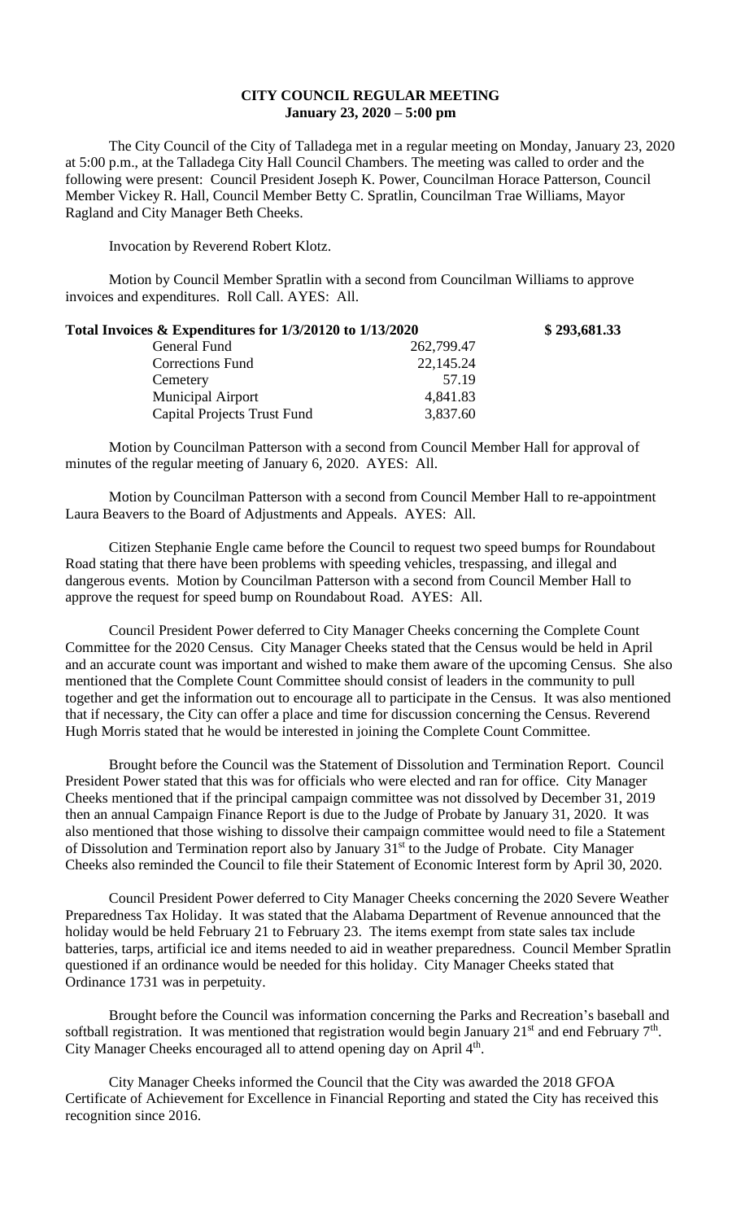# CITY COUNCIL REGULAR MEETING
## January 23, 2020 – 5:00 pm

The City Council of the City of Talladega met in a regular meeting on Monday, January 23, 2020 at 5:00 p.m., at the Talladega City Hall Council Chambers. The meeting was called to order and the following were present: Council President Joseph K. Power, Councilman Horace Patterson, Council Member Vickey R. Hall, Council Member Betty C. Spratlin, Councilman Trae Williams, Mayor Ragland and City Manager Beth Cheeks.

Invocation by Reverend Robert Klotz.

Motion by Council Member Spratlin with a second from Councilman Williams to approve invoices and expenditures. Roll Call. AYES: All.

| **Total Invoices & Expenditures for 1/3/20120 to 1/13/2020** | | **$ 293,681.33** |
|---|---|---|
| General Fund | 262,799.47 | |
| Corrections Fund | 22,145.24 | |
| Cemetery | 57.19 | |
| Municipal Airport | 4,841.83 | |
| Capital Projects Trust Fund | 3,837.60 | |

Motion by Councilman Patterson with a second from Council Member Hall for approval of minutes of the regular meeting of January 6, 2020. AYES: All.

Motion by Councilman Patterson with a second from Council Member Hall to re-appointment Laura Beavers to the Board of Adjustments and Appeals. AYES: All.

Citizen Stephanie Engle came before the Council to request two speed bumps for Roundabout Road stating that there have been problems with speeding vehicles, trespassing, and illegal and dangerous events. Motion by Councilman Patterson with a second from Council Member Hall to approve the request for speed bump on Roundabout Road. AYES: All.

Council President Power deferred to City Manager Cheeks concerning the Complete Count Committee for the 2020 Census. City Manager Cheeks stated that the Census would be held in April and an accurate count was important and wished to make them aware of the upcoming Census. She also mentioned that the Complete Count Committee should consist of leaders in the community to pull together and get the information out to encourage all to participate in the Census. It was also mentioned that if necessary, the City can offer a place and time for discussion concerning the Census. Reverend Hugh Morris stated that he would be interested in joining the Complete Count Committee.

Brought before the Council was the Statement of Dissolution and Termination Report. Council President Power stated that this was for officials who were elected and ran for office. City Manager Cheeks mentioned that if the principal campaign committee was not dissolved by December 31, 2019 then an annual Campaign Finance Report is due to the Judge of Probate by January 31, 2020. It was also mentioned that those wishing to dissolve their campaign committee would need to file a Statement of Dissolution and Termination report also by January 31st to the Judge of Probate. City Manager Cheeks also reminded the Council to file their Statement of Economic Interest form by April 30, 2020.

Council President Power deferred to City Manager Cheeks concerning the 2020 Severe Weather Preparedness Tax Holiday. It was stated that the Alabama Department of Revenue announced that the holiday would be held February 21 to February 23. The items exempt from state sales tax include batteries, tarps, artificial ice and items needed to aid in weather preparedness. Council Member Spratlin questioned if an ordinance would be needed for this holiday. City Manager Cheeks stated that Ordinance 1731 was in perpetuity.

Brought before the Council was information concerning the Parks and Recreation's baseball and softball registration. It was mentioned that registration would begin January 21st and end February 7th. City Manager Cheeks encouraged all to attend opening day on April 4th.

City Manager Cheeks informed the Council that the City was awarded the 2018 GFOA Certificate of Achievement for Excellence in Financial Reporting and stated the City has received this recognition since 2016.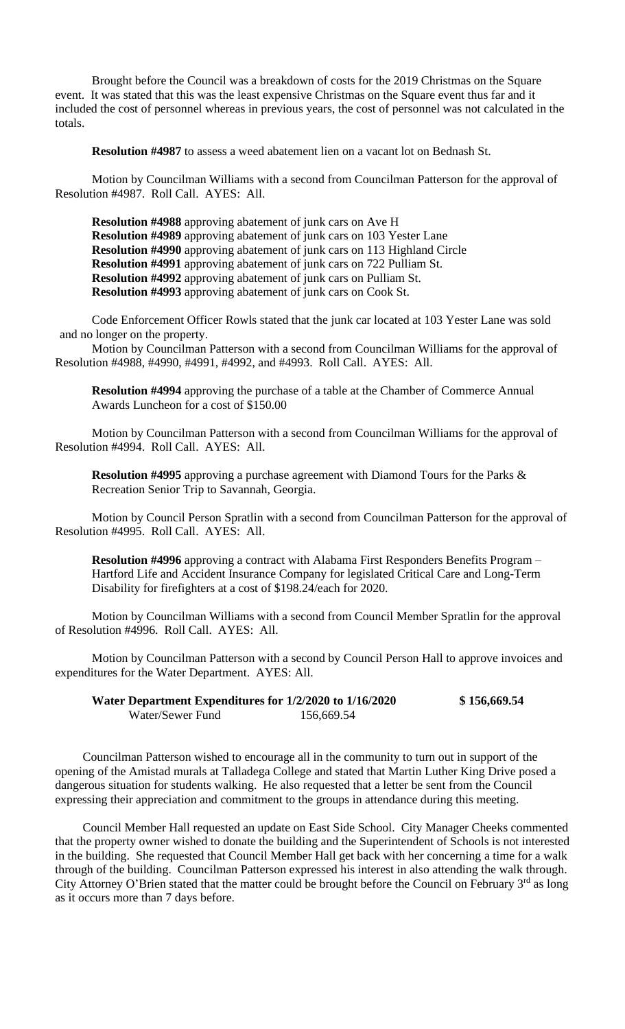Brought before the Council was a breakdown of costs for the 2019 Christmas on the Square event. It was stated that this was the least expensive Christmas on the Square event thus far and it included the cost of personnel whereas in previous years, the cost of personnel was not calculated in the totals.

**Resolution #4987** to assess a weed abatement lien on a vacant lot on Bednash St.

Motion by Councilman Williams with a second from Councilman Patterson for the approval of Resolution #4987. Roll Call. AYES: All.

**Resolution #4988** approving abatement of junk cars on Ave H
**Resolution #4989** approving abatement of junk cars on 103 Yester Lane
**Resolution #4990** approving abatement of junk cars on 113 Highland Circle
**Resolution #4991** approving abatement of junk cars on 722 Pulliam St.
**Resolution #4992** approving abatement of junk cars on Pulliam St.
**Resolution #4993** approving abatement of junk cars on Cook St.

Code Enforcement Officer Rowls stated that the junk car located at 103 Yester Lane was sold and no longer on the property.

Motion by Councilman Patterson with a second from Councilman Williams for the approval of Resolution #4988, #4990, #4991, #4992, and #4993. Roll Call. AYES: All.

**Resolution #4994** approving the purchase of a table at the Chamber of Commerce Annual Awards Luncheon for a cost of $150.00

Motion by Councilman Patterson with a second from Councilman Williams for the approval of Resolution #4994. Roll Call. AYES: All.

**Resolution #4995** approving a purchase agreement with Diamond Tours for the Parks & Recreation Senior Trip to Savannah, Georgia.

Motion by Council Person Spratlin with a second from Councilman Patterson for the approval of Resolution #4995. Roll Call. AYES: All.

**Resolution #4996** approving a contract with Alabama First Responders Benefits Program – Hartford Life and Accident Insurance Company for legislated Critical Care and Long-Term Disability for firefighters at a cost of $198.24/each for 2020.

Motion by Councilman Williams with a second from Council Member Spratlin for the approval of Resolution #4996. Roll Call. AYES: All.

Motion by Councilman Patterson with a second by Council Person Hall to approve invoices and expenditures for the Water Department. AYES: All.

| **Water Department Expenditures for 1/2/2020 to 1/16/2020** | | **$ 156,669.54** |
|---|---|---|
| Water/Sewer Fund | 156,669.54 | |

Councilman Patterson wished to encourage all in the community to turn out in support of the opening of the Amistad murals at Talladega College and stated that Martin Luther King Drive posed a dangerous situation for students walking. He also requested that a letter be sent from the Council expressing their appreciation and commitment to the groups in attendance during this meeting.

Council Member Hall requested an update on East Side School. City Manager Cheeks commented that the property owner wished to donate the building and the Superintendent of Schools is not interested in the building. She requested that Council Member Hall get back with her concerning a time for a walk through of the building. Councilman Patterson expressed his interest in also attending the walk through. City Attorney O'Brien stated that the matter could be brought before the Council on February 3rd as long as it occurs more than 7 days before.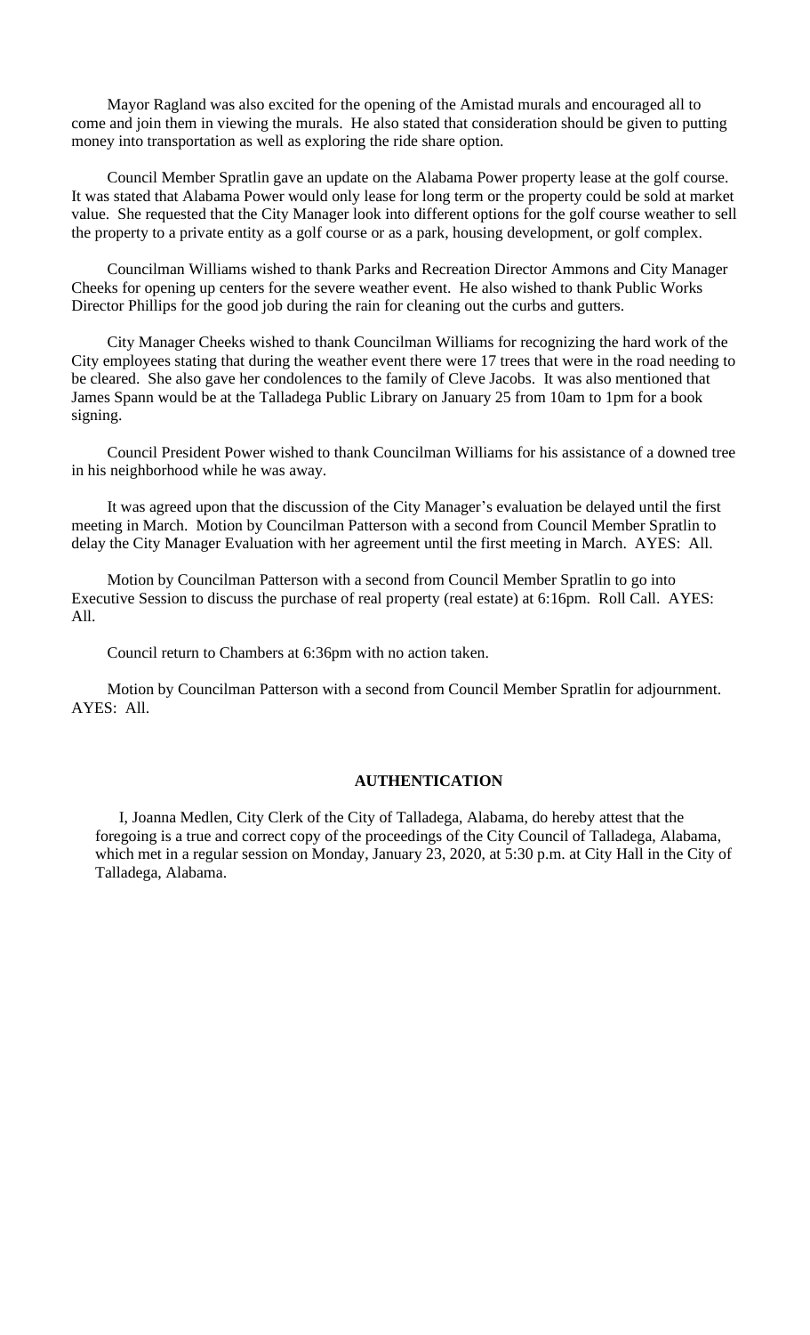Mayor Ragland was also excited for the opening of the Amistad murals and encouraged all to come and join them in viewing the murals. He also stated that consideration should be given to putting money into transportation as well as exploring the ride share option.

Council Member Spratlin gave an update on the Alabama Power property lease at the golf course. It was stated that Alabama Power would only lease for long term or the property could be sold at market value. She requested that the City Manager look into different options for the golf course weather to sell the property to a private entity as a golf course or as a park, housing development, or golf complex.

Councilman Williams wished to thank Parks and Recreation Director Ammons and City Manager Cheeks for opening up centers for the severe weather event. He also wished to thank Public Works Director Phillips for the good job during the rain for cleaning out the curbs and gutters.

City Manager Cheeks wished to thank Councilman Williams for recognizing the hard work of the City employees stating that during the weather event there were 17 trees that were in the road needing to be cleared. She also gave her condolences to the family of Cleve Jacobs. It was also mentioned that James Spann would be at the Talladega Public Library on January 25 from 10am to 1pm for a book signing.

Council President Power wished to thank Councilman Williams for his assistance of a downed tree in his neighborhood while he was away.

It was agreed upon that the discussion of the City Manager's evaluation be delayed until the first meeting in March. Motion by Councilman Patterson with a second from Council Member Spratlin to delay the City Manager Evaluation with her agreement until the first meeting in March. AYES: All.

Motion by Councilman Patterson with a second from Council Member Spratlin to go into Executive Session to discuss the purchase of real property (real estate) at 6:16pm. Roll Call. AYES: All.

Council return to Chambers at 6:36pm with no action taken.

Motion by Councilman Patterson with a second from Council Member Spratlin for adjournment. AYES: All.

**AUTHENTICATION**

I, Joanna Medlen, City Clerk of the City of Talladega, Alabama, do hereby attest that the foregoing is a true and correct copy of the proceedings of the City Council of Talladega, Alabama, which met in a regular session on Monday, January 23, 2020, at 5:30 p.m. at City Hall in the City of Talladega, Alabama.